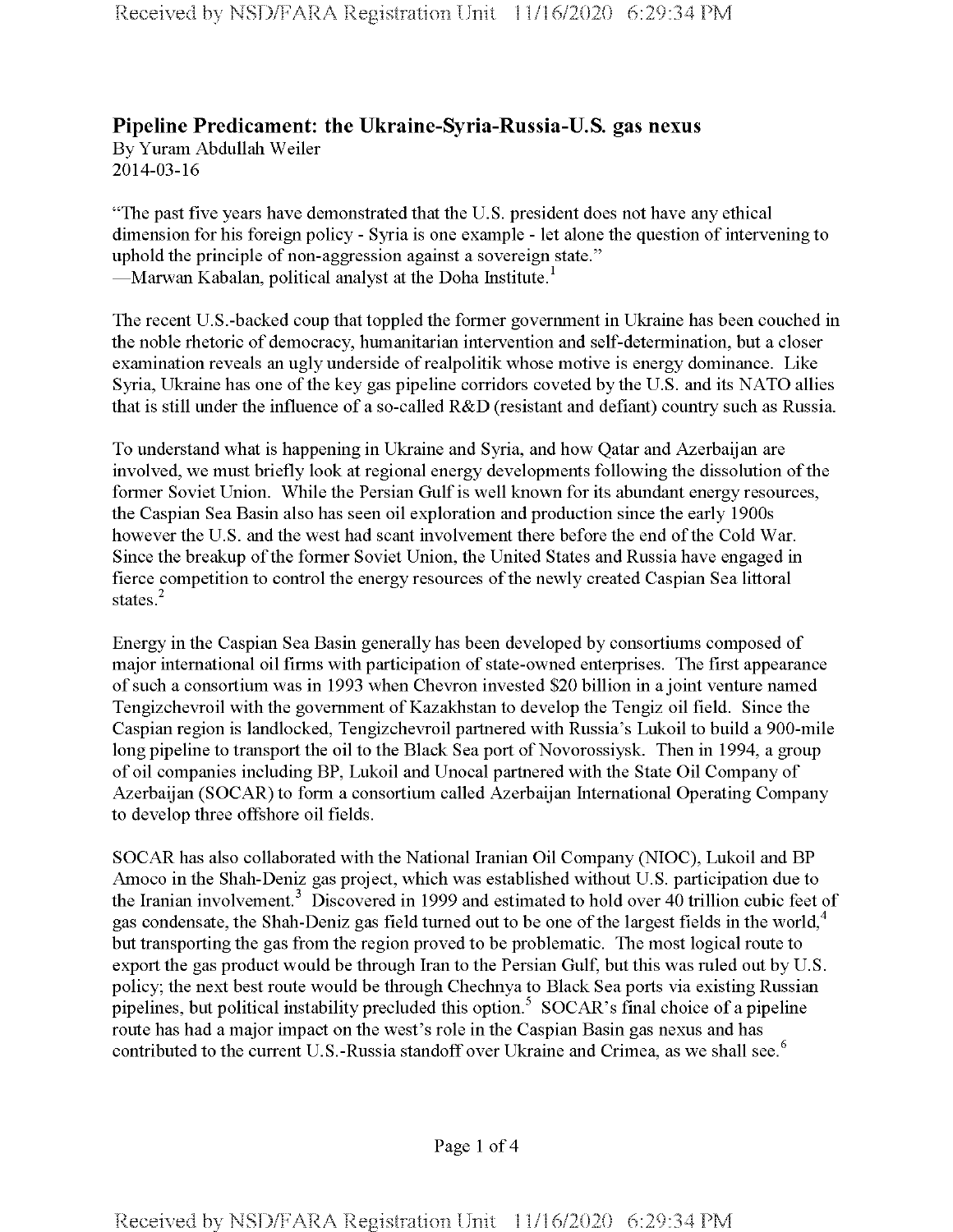## Pipeline Predicament: the Ukraine-Syria-Russia-U.S. gas nexus

By Yuram Abdullah Weiler
2014-03-16

"The past five years have demonstrated that the U.S. president does not have any ethical dimension for his foreign policy - Syria is one example - let alone the question of intervening to uphold the principle of non-aggression against a sovereign state."
—Marwan Kabalan, political analyst at the Doha Institute.[1]

The recent U.S.-backed coup that toppled the former government in Ukraine has been couched in the noble rhetoric of democracy, humanitarian intervention and self-determination, but a closer examination reveals an ugly underside of realpolitik whose motive is energy dominance. Like Syria, Ukraine has one of the key gas pipeline corridors coveted by the U.S. and its NATO allies that is still under the influence of a so-called R&D (resistant and defiant) country such as Russia.

To understand what is happening in Ukraine and Syria, and how Qatar and Azerbaijan are involved, we must briefly look at regional energy developments following the dissolution of the former Soviet Union. While the Persian Gulf is well known for its abundant energy resources, the Caspian Sea Basin also has seen oil exploration and production since the early 1900s however the U.S. and the west had scant involvement there before the end of the Cold War. Since the breakup of the former Soviet Union, the United States and Russia have engaged in fierce competition to control the energy resources of the newly created Caspian Sea littoral states.[2]

Energy in the Caspian Sea Basin generally has been developed by consortiums composed of major international oil firms with participation of state-owned enterprises. The first appearance of such a consortium was in 1993 when Chevron invested $20 billion in a joint venture named Tengizchevroil with the government of Kazakhstan to develop the Tengiz oil field. Since the Caspian region is landlocked, Tengizchevroil partnered with Russia's Lukoil to build a 900-mile long pipeline to transport the oil to the Black Sea port of Novorossiysk. Then in 1994, a group of oil companies including BP, Lukoil and Unocal partnered with the State Oil Company of Azerbaijan (SOCAR) to form a consortium called Azerbaijan International Operating Company to develop three offshore oil fields.

SOCAR has also collaborated with the National Iranian Oil Company (NIOC), Lukoil and BP Amoco in the Shah-Deniz gas project, which was established without U.S. participation due to the Iranian involvement.[3] Discovered in 1999 and estimated to hold over 40 trillion cubic feet of gas condensate, the Shah-Deniz gas field turned out to be one of the largest fields in the world,[4] but transporting the gas from the region proved to be problematic. The most logical route to export the gas product would be through Iran to the Persian Gulf, but this was ruled out by U.S. policy; the next best route would be through Chechnya to Black Sea ports via existing Russian pipelines, but political instability precluded this option.[5] SOCAR's final choice of a pipeline route has had a major impact on the west's role in the Caspian Basin gas nexus and has contributed to the current U.S.-Russia standoff over Ukraine and Crimea, as we shall see.[6]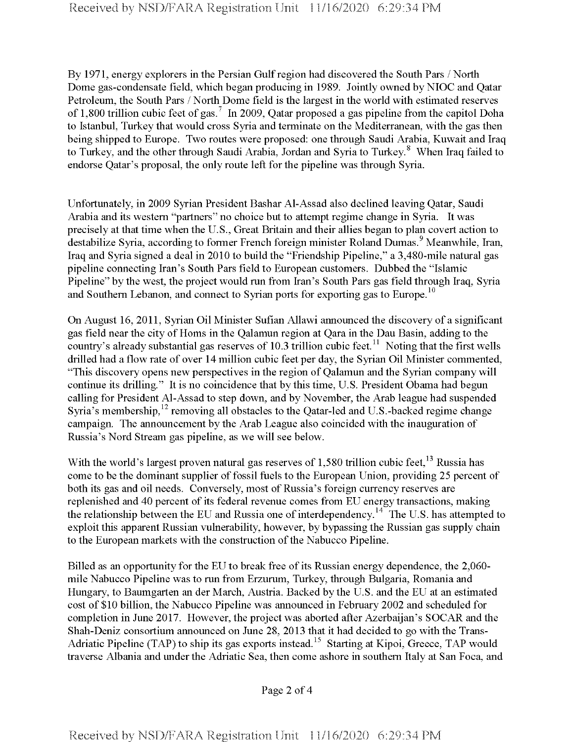By 1971, energy explorers in the Persian Gulf region had discovered the South Pars / North Dome gas-condensate field, which began producing in 1989. Jointly owned by NIOC and Qatar Petroleum, the South Pars / North Dome field is the largest in the world with estimated reserves of 1,800 trillion cubic feet of gas.[7] In 2009, Qatar proposed a gas pipeline from the capitol Doha to Istanbul, Turkey that would cross Syria and terminate on the Mediterranean, with the gas then being shipped to Europe. Two routes were proposed: one through Saudi Arabia, Kuwait and Iraq to Turkey, and the other through Saudi Arabia, Jordan and Syria to Turkey.[8] When Iraq failed to endorse Qatar's proposal, the only route left for the pipeline was through Syria.

Unfortunately, in 2009 Syrian President Bashar Al-Assad also declined leaving Qatar, Saudi Arabia and its western "partners" no choice but to attempt regime change in Syria. It was precisely at that time when the U.S., Great Britain and their allies began to plan covert action to destabilize Syria, according to former French foreign minister Roland Dumas.[9] Meanwhile, Iran, Iraq and Syria signed a deal in 2010 to build the "Friendship Pipeline," a 3,480-mile natural gas pipeline connecting Iran's South Pars field to European customers. Dubbed the "Islamic Pipeline" by the west, the project would run from Iran's South Pars gas field through Iraq, Syria and Southern Lebanon, and connect to Syrian ports for exporting gas to Europe.[10]

On August 16, 2011, Syrian Oil Minister Sufian Allawi announced the discovery of a significant gas field near the city of Homs in the Qalamun region at Qara in the Dau Basin, adding to the country's already substantial gas reserves of 10.3 trillion cubic feet.[11] Noting that the first wells drilled had a flow rate of over 14 million cubic feet per day, the Syrian Oil Minister commented, "This discovery opens new perspectives in the region of Qalamun and the Syrian company will continue its drilling." It is no coincidence that by this time, U.S. President Obama had begun calling for President Al-Assad to step down, and by November, the Arab league had suspended Syria's membership,[12] removing all obstacles to the Qatar-led and U.S.-backed regime change campaign. The announcement by the Arab League also coincided with the inauguration of Russia's Nord Stream gas pipeline, as we will see below.

With the world's largest proven natural gas reserves of 1,580 trillion cubic feet,[13] Russia has come to be the dominant supplier of fossil fuels to the European Union, providing 25 percent of both its gas and oil needs. Conversely, most of Russia's foreign currency reserves are replenished and 40 percent of its federal revenue comes from EU energy transactions, making the relationship between the EU and Russia one of interdependency.[14] The U.S. has attempted to exploit this apparent Russian vulnerability, however, by bypassing the Russian gas supply chain to the European markets with the construction of the Nabucco Pipeline.

Billed as an opportunity for the EU to break free of its Russian energy dependence, the 2,060-mile Nabucco Pipeline was to run from Erzurum, Turkey, through Bulgaria, Romania and Hungary, to Baumgarten an der March, Austria. Backed by the U.S. and the EU at an estimated cost of $10 billion, the Nabucco Pipeline was announced in February 2002 and scheduled for completion in June 2017. However, the project was aborted after Azerbaijan's SOCAR and the Shah-Deniz consortium announced on June 28, 2013 that it had decided to go with the Trans-Adriatic Pipeline (TAP) to ship its gas exports instead.[15] Starting at Kipoi, Greece, TAP would traverse Albania and under the Adriatic Sea, then come ashore in southern Italy at San Foca, and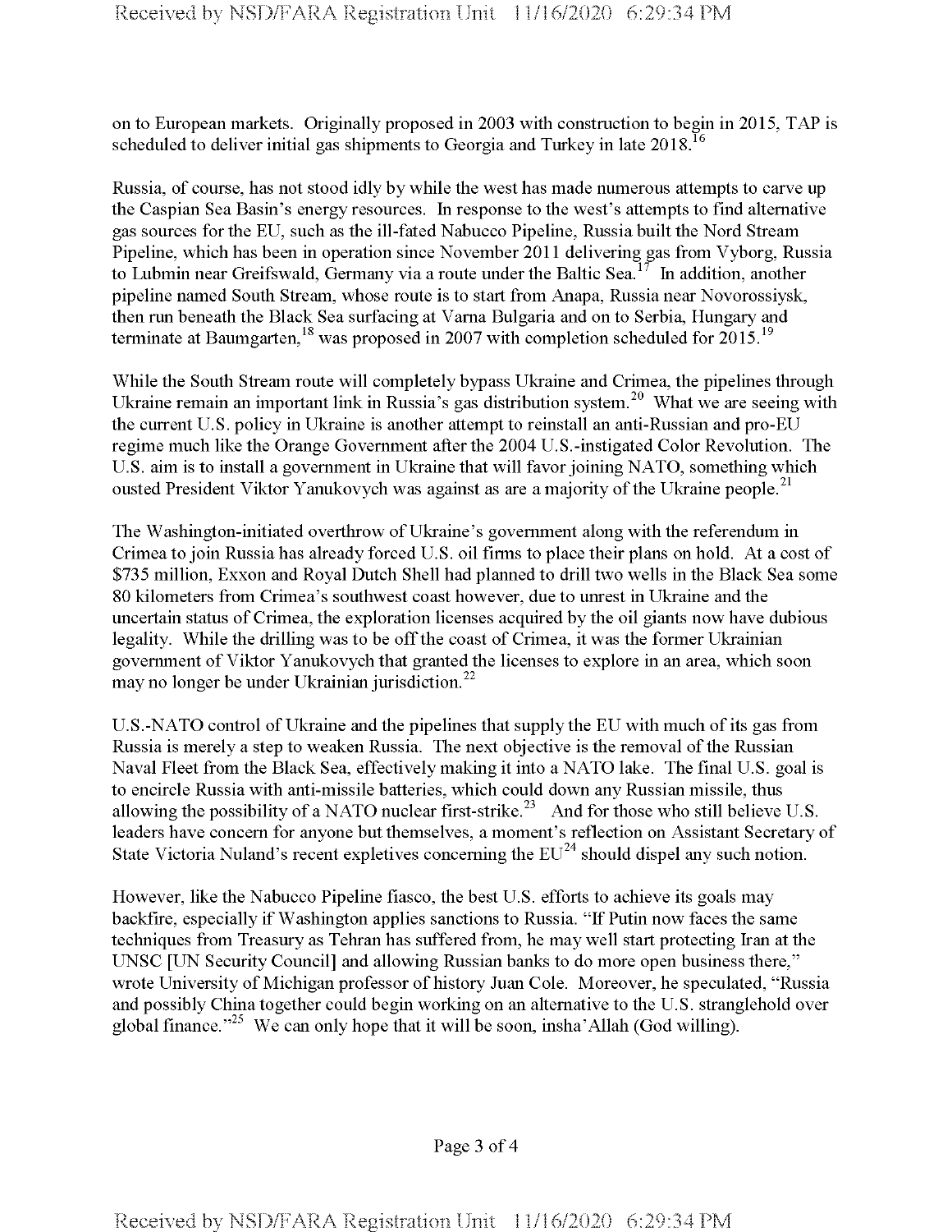on to European markets. Originally proposed in 2003 with construction to begin in 2015, TAP is scheduled to deliver initial gas shipments to Georgia and Turkey in late 2018.[16]

Russia, of course, has not stood idly by while the west has made numerous attempts to carve up the Caspian Sea Basin's energy resources. In response to the west's attempts to find alternative gas sources for the EU, such as the ill-fated Nabucco Pipeline, Russia built the Nord Stream Pipeline, which has been in operation since November 2011 delivering gas from Vyborg, Russia to Lubmin near Greifswald, Germany via a route under the Baltic Sea.[17] In addition, another pipeline named South Stream, whose route is to start from Anapa, Russia near Novorossiysk, then run beneath the Black Sea surfacing at Varna Bulgaria and on to Serbia, Hungary and terminate at Baumgarten,[18] was proposed in 2007 with completion scheduled for 2015.[19]

While the South Stream route will completely bypass Ukraine and Crimea, the pipelines through Ukraine remain an important link in Russia's gas distribution system.[20] What we are seeing with the current U.S. policy in Ukraine is another attempt to reinstall an anti-Russian and pro-EU regime much like the Orange Government after the 2004 U.S.-instigated Color Revolution. The U.S. aim is to install a government in Ukraine that will favor joining NATO, something which ousted President Viktor Yanukovych was against as are a majority of the Ukraine people.[21]

The Washington-initiated overthrow of Ukraine's government along with the referendum in Crimea to join Russia has already forced U.S. oil firms to place their plans on hold. At a cost of $735 million, Exxon and Royal Dutch Shell had planned to drill two wells in the Black Sea some 80 kilometers from Crimea's southwest coast however, due to unrest in Ukraine and the uncertain status of Crimea, the exploration licenses acquired by the oil giants now have dubious legality. While the drilling was to be off the coast of Crimea, it was the former Ukrainian government of Viktor Yanukovych that granted the licenses to explore in an area, which soon may no longer be under Ukrainian jurisdiction.[22]

U.S.-NATO control of Ukraine and the pipelines that supply the EU with much of its gas from Russia is merely a step to weaken Russia. The next objective is the removal of the Russian Naval Fleet from the Black Sea, effectively making it into a NATO lake. The final U.S. goal is to encircle Russia with anti-missile batteries, which could down any Russian missile, thus allowing the possibility of a NATO nuclear first-strike.[23] And for those who still believe U.S. leaders have concern for anyone but themselves, a moment's reflection on Assistant Secretary of State Victoria Nuland's recent expletives concerning the EU[24] should dispel any such notion.

However, like the Nabucco Pipeline fiasco, the best U.S. efforts to achieve its goals may backfire, especially if Washington applies sanctions to Russia. "If Putin now faces the same techniques from Treasury as Tehran has suffered from, he may well start protecting Iran at the UNSC [UN Security Council] and allowing Russian banks to do more open business there," wrote University of Michigan professor of history Juan Cole. Moreover, he speculated, "Russia and possibly China together could begin working on an alternative to the U.S. stranglehold over global finance."[25] We can only hope that it will be soon, insha'Allah (God willing).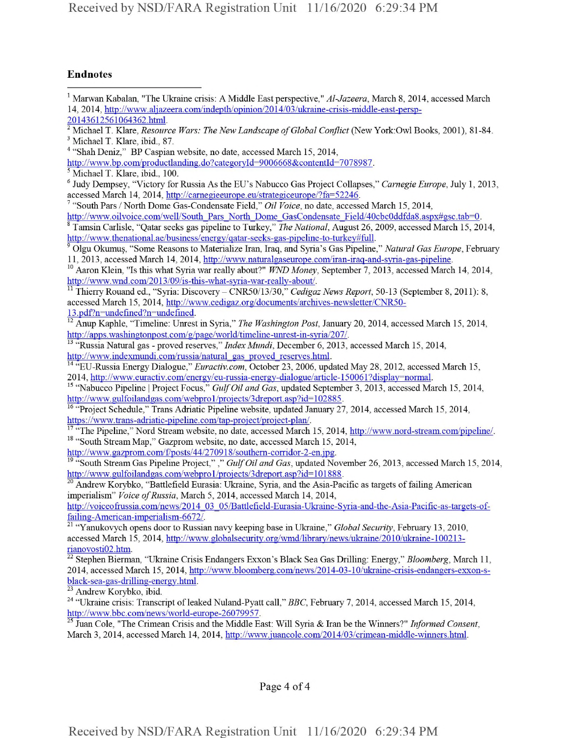## Endnotes

[1] Marwan Kabalan, "The Ukraine crisis: A Middle East perspective," *Al-Jazeera*, March 8, 2014, accessed March 14, 2014, http://www.aljazeera.com/indepth/opinion/2014/03/ukraine-crisis-middle-east-persp-20143612561064362.html.

[2] Michael T. Klare, *Resource Wars: The New Landscape of Global Conflict* (New York:Owl Books, 2001), 81-84.

[3] Michael T. Klare, ibid., 87.

[4] "Shah Deniz," BP Caspian website, no date, accessed March 15, 2014, http://www.bp.com/productlanding.do?categoryId=9006668&contentId=7078987.

[5] Michael T. Klare, ibid., 100.

[6] Judy Dempsey, "Victory for Russia As the EU's Nabucco Gas Project Collapses," *Carnegie Europe*, July 1, 2013, accessed March 14, 2014, http://carnegieeurope.eu/strategiceurope/?fa=52246.

[7] "South Pars / North Dome Gas-Condensate Field," *Oil Voice*, no date, accessed March 15, 2014, http://www.oilvoice.com/well/South_Pars_North_Dome_GasCondensate_Field/40cbc0ddfda8.aspx#gsc.tab=0.

[8] Tamsin Carlisle, "Qatar seeks gas pipeline to Turkey," *The National*, August 26, 2009, accessed March 15, 2014, http://www.thenational.ae/business/energy/qatar-seeks-gas-pipeline-to-turkey#full.

[9] Olgu Okumuş, "Some Reasons to Materialize Iran, Iraq, and Syria's Gas Pipeline," *Natural Gas Europe*, February 11, 2013, accessed March 14, 2014, http://www.naturalgaseurope.com/iran-iraq-and-syria-gas-pipeline.

[10] Aaron Klein, "Is this what Syria war really about?" *WND Money*, September 7, 2013, accessed March 14, 2014, http://www.wnd.com/2013/09/is-this-what-syria-war-really-about/.

[11] Thierry Rouand ed., "Syria: Discovery – CNR50/13/30," *Cedigaz News Report*, 50-13 (September 8, 2011): 8, accessed March 15, 2014, http://www.cedigaz.org/documents/archives-newsletter/CNR50-13.pdf?n=undefined?n=undefined.

[12] Anup Kaphle, "Timeline: Unrest in Syria," *The Washington Post*, January 20, 2014, accessed March 15, 2014, http://apps.washingtonpost.com/g/page/world/timeline-unrest-in-syria/207/.

[13] "Russia Natural gas - proved reserves," *Index Mundi*, December 6, 2013, accessed March 15, 2014, http://www.indexmundi.com/russia/natural_gas_proved_reserves.html.

[14] "EU-Russia Energy Dialogue," *Euractiv.com*, October 23, 2006, updated May 28, 2012, accessed March 15, 2014, http://www.euractiv.com/energy/eu-russia-energy-dialogue/article-150061?display=normal.

[15] "Nabucco Pipeline | Project Focus," *Gulf Oil and Gas*, updated September 3, 2013, accessed March 15, 2014, http://www.gulfoilandgas.com/webpro1/projects/3dreport.asp?id=102885.

[16] "Project Schedule," Trans Adriatic Pipeline website, updated January 27, 2014, accessed March 15, 2014, https://www.trans-adriatic-pipeline.com/tap-project/project-plan/.

[17] "The Pipeline," Nord Stream website, no date, accessed March 15, 2014, http://www.nord-stream.com/pipeline/.

[18] "South Stream Map," Gazprom website, no date, accessed March 15, 2014, http://www.gazprom.com/f/posts/44/270918/southern-corridor-2-en.jpg.

[19] "South Stream Gas Pipeline Project," ," *Gulf Oil and Gas*, updated November 26, 2013, accessed March 15, 2014, http://www.gulfoilandgas.com/webpro1/projects/3dreport.asp?id=101888.

[20] Andrew Korybko, "Battlefield Eurasia: Ukraine, Syria, and the Asia-Pacific as targets of failing American imperialism" *Voice of Russia*, March 5, 2014, accessed March 14, 2014, http://voiceofrussia.com/news/2014_03_05/Battlefield-Eurasia-Ukraine-Syria-and-the-Asia-Pacific-as-targets-of-failing-American-imperialism-6672/.

[21] "Yanukovych opens door to Russian navy keeping base in Ukraine," *Global Security*, February 13, 2010, accessed March 15, 2014, http://www.globalsecurity.org/wmd/library/news/ukraine/2010/ukraine-100213-rianovosti02.htm.

[22] Stephen Bierman, "Ukraine Crisis Endangers Exxon's Black Sea Gas Drilling: Energy," *Bloomberg*, March 11, 2014, accessed March 15, 2014, http://www.bloomberg.com/news/2014-03-10/ukraine-crisis-endangers-exxon-s-black-sea-gas-drilling-energy.html.

[23] Andrew Korybko, ibid.

[24] "Ukraine crisis: Transcript of leaked Nuland-Pyatt call," *BBC*, February 7, 2014, accessed March 15, 2014, http://www.bbc.com/news/world-europe-26079957.

[25] Juan Cole, "The Crimean Crisis and the Middle East: Will Syria & Iran be the Winners?" *Informed Consent*, March 3, 2014, accessed March 14, 2014, http://www.juancole.com/2014/03/crimean-middle-winners.html.